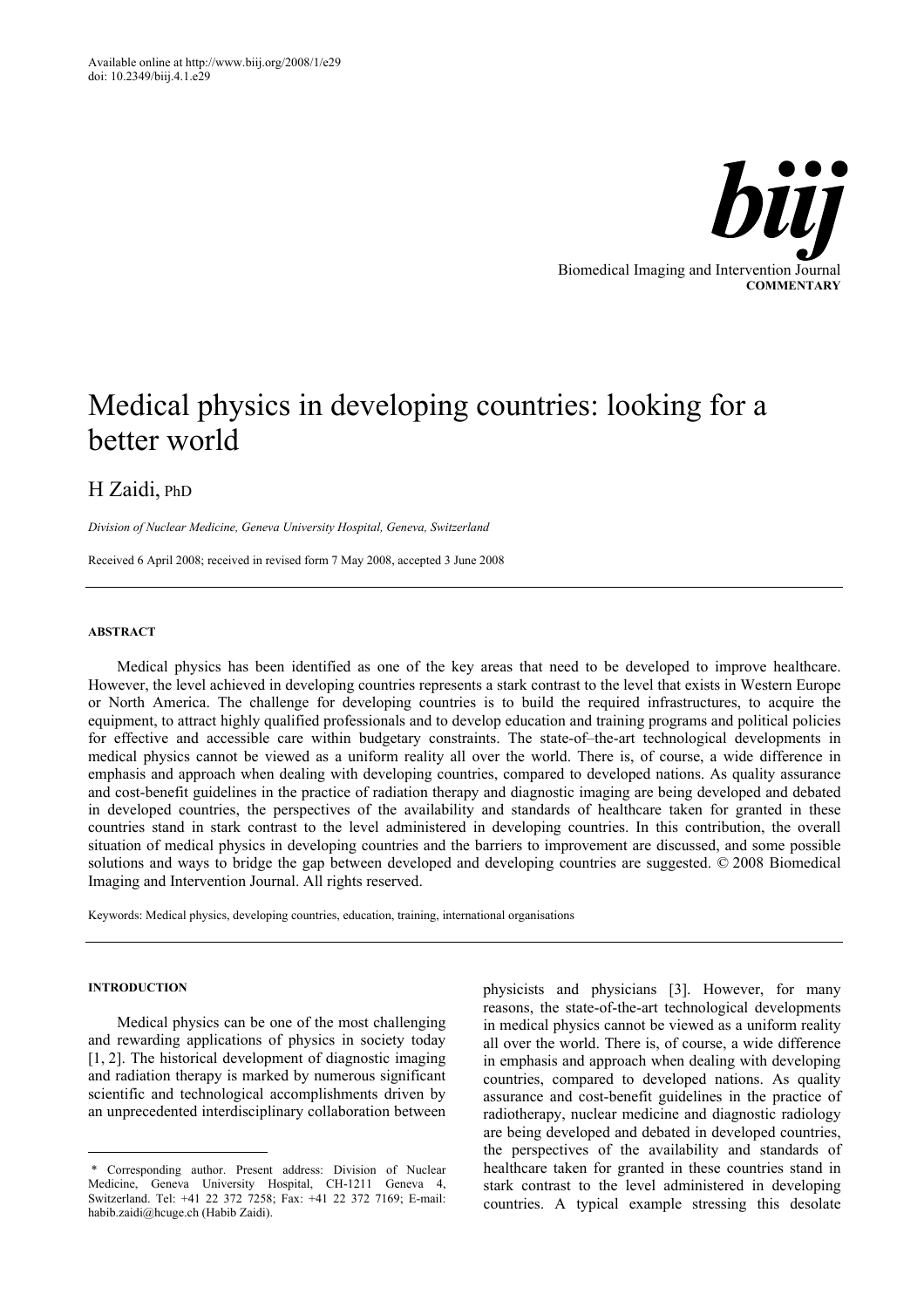Available online at http://www.biij.org/2008/1/e29
doi: 10.2349/biij.4.1.e29

**biij**

Biomedical Imaging and Intervention Journal

**COMMENTARY**

# Medical physics in developing countries: looking for a better world

H Zaidi, PhD

*Division of Nuclear Medicine, Geneva University Hospital, Geneva, Switzerland*

Received 6 April 2008; received in revised form 7 May 2008, accepted 3 June 2008

## ABSTRACT

Medical physics has been identified as one of the key areas that need to be developed to improve healthcare. However, the level achieved in developing countries represents a stark contrast to the level that exists in Western Europe or North America. The challenge for developing countries is to build the required infrastructures, to acquire the equipment, to attract highly qualified professionals and to develop education and training programs and political policies for effective and accessible care within budgetary constraints. The state-of–the-art technological developments in medical physics cannot be viewed as a uniform reality all over the world. There is, of course, a wide difference in emphasis and approach when dealing with developing countries, compared to developed nations. As quality assurance and cost-benefit guidelines in the practice of radiation therapy and diagnostic imaging are being developed and debated in developed countries, the perspectives of the availability and standards of healthcare taken for granted in these countries stand in stark contrast to the level administered in developing countries. In this contribution, the overall situation of medical physics in developing countries and the barriers to improvement are discussed, and some possible solutions and ways to bridge the gap between developed and developing countries are suggested. © 2008 Biomedical Imaging and Intervention Journal. All rights reserved.

Keywords: Medical physics, developing countries, education, training, international organisations

## INTRODUCTION

Medical physics can be one of the most challenging and rewarding applications of physics in society today [1, 2]. The historical development of diagnostic imaging and radiation therapy is marked by numerous significant scientific and technological accomplishments driven by an unprecedented interdisciplinary collaboration between physicists and physicians [3]. However, for many reasons, the state-of-the-art technological developments in medical physics cannot be viewed as a uniform reality all over the world. There is, of course, a wide difference in emphasis and approach when dealing with developing countries, compared to developed nations. As quality assurance and cost-benefit guidelines in the practice of radiotherapy, nuclear medicine and diagnostic radiology are being developed and debated in developed countries, the perspectives of the availability and standards of healthcare taken for granted in these countries stand in stark contrast to the level administered in developing countries. A typical example stressing this desolate

---

\* Corresponding author. Present address: Division of Nuclear Medicine, Geneva University Hospital, CH-1211 Geneva 4, Switzerland. Tel: +41 22 372 7258; Fax: +41 22 372 7169; E-mail: habib.zaidi@hcuge.ch (Habib Zaidi).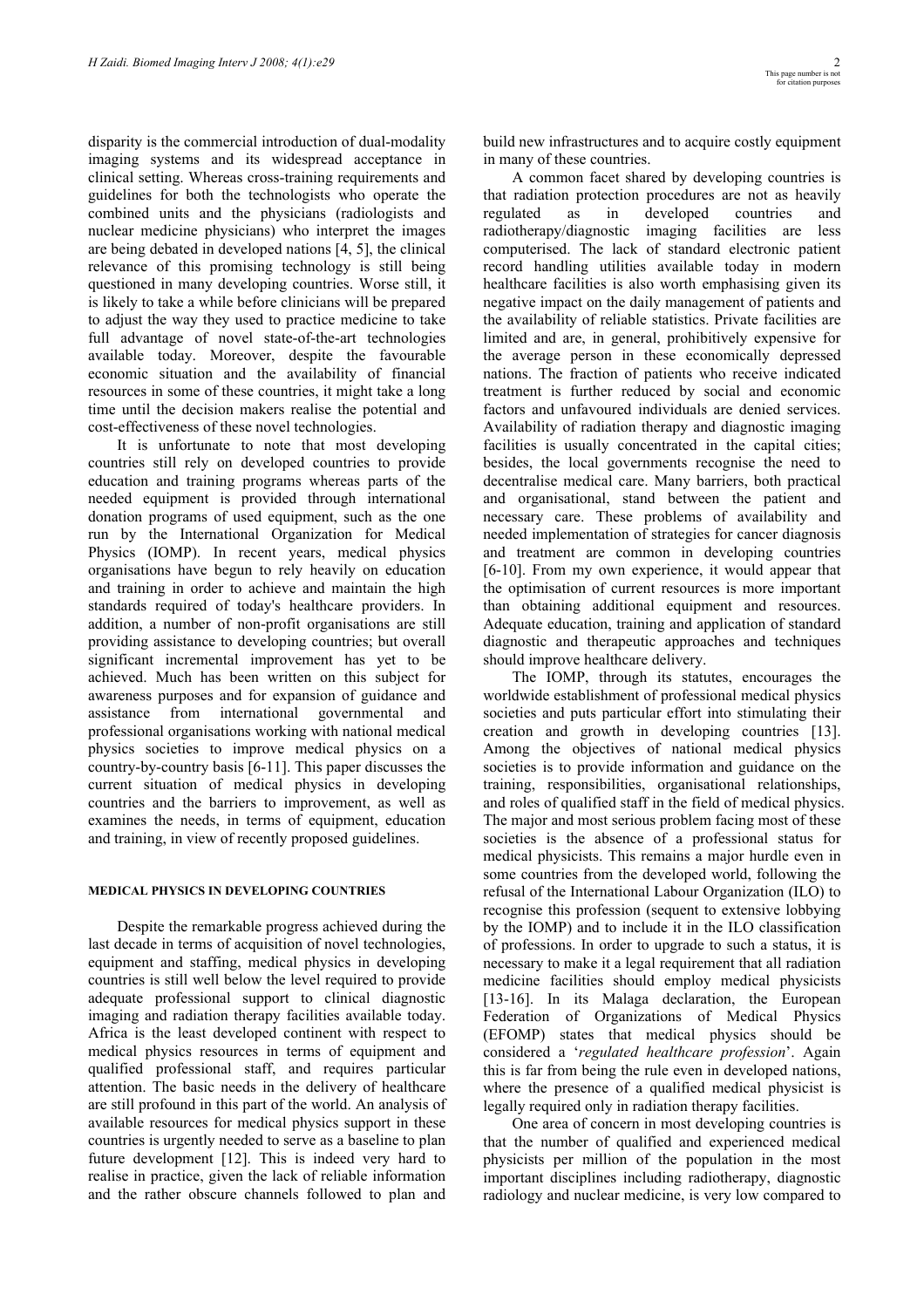disparity is the commercial introduction of dual-modality imaging systems and its widespread acceptance in clinical setting. Whereas cross-training requirements and guidelines for both the technologists who operate the combined units and the physicians (radiologists and nuclear medicine physicians) who interpret the images are being debated in developed nations [4, 5], the clinical relevance of this promising technology is still being questioned in many developing countries. Worse still, it is likely to take a while before clinicians will be prepared to adjust the way they used to practice medicine to take full advantage of novel state-of-the-art technologies available today. Moreover, despite the favourable economic situation and the availability of financial resources in some of these countries, it might take a long time until the decision makers realise the potential and cost-effectiveness of these novel technologies.

It is unfortunate to note that most developing countries still rely on developed countries to provide education and training programs whereas parts of the needed equipment is provided through international donation programs of used equipment, such as the one run by the International Organization for Medical Physics (IOMP). In recent years, medical physics organisations have begun to rely heavily on education and training in order to achieve and maintain the high standards required of today's healthcare providers. In addition, a number of non-profit organisations are still providing assistance to developing countries; but overall significant incremental improvement has yet to be achieved. Much has been written on this subject for awareness purposes and for expansion of guidance and assistance from international governmental and professional organisations working with national medical physics societies to improve medical physics on a country-by-country basis [6-11]. This paper discusses the current situation of medical physics in developing countries and the barriers to improvement, as well as examines the needs, in terms of equipment, education and training, in view of recently proposed guidelines.

## MEDICAL PHYSICS IN DEVELOPING COUNTRIES

Despite the remarkable progress achieved during the last decade in terms of acquisition of novel technologies, equipment and staffing, medical physics in developing countries is still well below the level required to provide adequate professional support to clinical diagnostic imaging and radiation therapy facilities available today. Africa is the least developed continent with respect to medical physics resources in terms of equipment and qualified professional staff, and requires particular attention. The basic needs in the delivery of healthcare are still profound in this part of the world. An analysis of available resources for medical physics support in these countries is urgently needed to serve as a baseline to plan future development [12]. This is indeed very hard to realise in practice, given the lack of reliable information and the rather obscure channels followed to plan and build new infrastructures and to acquire costly equipment in many of these countries.

A common facet shared by developing countries is that radiation protection procedures are not as heavily regulated as in developed countries and radiotherapy/diagnostic imaging facilities are less computerised. The lack of standard electronic patient record handling utilities available today in modern healthcare facilities is also worth emphasising given its negative impact on the daily management of patients and the availability of reliable statistics. Private facilities are limited and are, in general, prohibitively expensive for the average person in these economically depressed nations. The fraction of patients who receive indicated treatment is further reduced by social and economic factors and unfavoured individuals are denied services. Availability of radiation therapy and diagnostic imaging facilities is usually concentrated in the capital cities; besides, the local governments recognise the need to decentralise medical care. Many barriers, both practical and organisational, stand between the patient and necessary care. These problems of availability and needed implementation of strategies for cancer diagnosis and treatment are common in developing countries [6-10]. From my own experience, it would appear that the optimisation of current resources is more important than obtaining additional equipment and resources. Adequate education, training and application of standard diagnostic and therapeutic approaches and techniques should improve healthcare delivery.

The IOMP, through its statutes, encourages the worldwide establishment of professional medical physics societies and puts particular effort into stimulating their creation and growth in developing countries [13]. Among the objectives of national medical physics societies is to provide information and guidance on the training, responsibilities, organisational relationships, and roles of qualified staff in the field of medical physics. The major and most serious problem facing most of these societies is the absence of a professional status for medical physicists. This remains a major hurdle even in some countries from the developed world, following the refusal of the International Labour Organization (ILO) to recognise this profession (sequent to extensive lobbying by the IOMP) and to include it in the ILO classification of professions. In order to upgrade to such a status, it is necessary to make it a legal requirement that all radiation medicine facilities should employ medical physicists [13-16]. In its Malaga declaration, the European Federation of Organizations of Medical Physics (EFOMP) states that medical physics should be considered a '*regulated healthcare profession*'. Again this is far from being the rule even in developed nations, where the presence of a qualified medical physicist is legally required only in radiation therapy facilities.

One area of concern in most developing countries is that the number of qualified and experienced medical physicists per million of the population in the most important disciplines including radiotherapy, diagnostic radiology and nuclear medicine, is very low compared to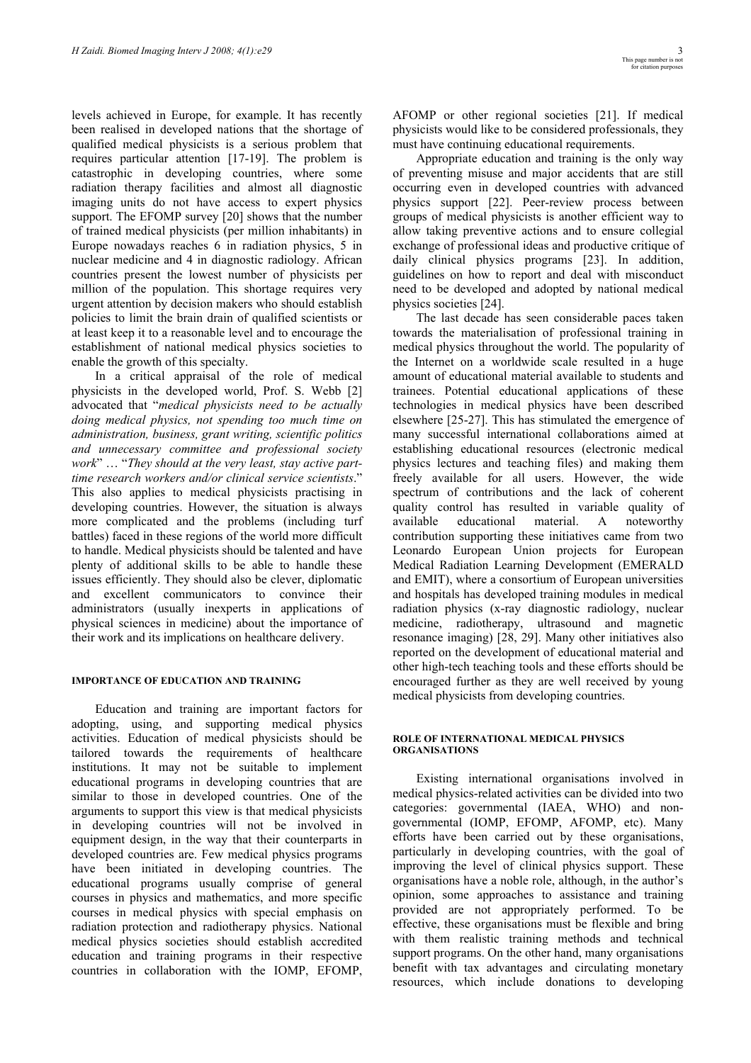levels achieved in Europe, for example. It has recently been realised in developed nations that the shortage of qualified medical physicists is a serious problem that requires particular attention [17-19]. The problem is catastrophic in developing countries, where some radiation therapy facilities and almost all diagnostic imaging units do not have access to expert physics support. The EFOMP survey [20] shows that the number of trained medical physicists (per million inhabitants) in Europe nowadays reaches 6 in radiation physics, 5 in nuclear medicine and 4 in diagnostic radiology. African countries present the lowest number of physicists per million of the population. This shortage requires very urgent attention by decision makers who should establish policies to limit the brain drain of qualified scientists or at least keep it to a reasonable level and to encourage the establishment of national medical physics societies to enable the growth of this specialty.

In a critical appraisal of the role of medical physicists in the developed world, Prof. S. Webb [2] advocated that "*medical physicists need to be actually doing medical physics, not spending too much time on administration, business, grant writing, scientific politics and unnecessary committee and professional society work*" … "*They should at the very least, stay active part-time research workers and/or clinical service scientists*." This also applies to medical physicists practising in developing countries. However, the situation is always more complicated and the problems (including turf battles) faced in these regions of the world more difficult to handle. Medical physicists should be talented and have plenty of additional skills to be able to handle these issues efficiently. They should also be clever, diplomatic and excellent communicators to convince their administrators (usually inexperts in applications of physical sciences in medicine) about the importance of their work and its implications on healthcare delivery.

## IMPORTANCE OF EDUCATION AND TRAINING

Education and training are important factors for adopting, using, and supporting medical physics activities. Education of medical physicists should be tailored towards the requirements of healthcare institutions. It may not be suitable to implement educational programs in developing countries that are similar to those in developed countries. One of the arguments to support this view is that medical physicists in developing countries will not be involved in equipment design, in the way that their counterparts in developed countries are. Few medical physics programs have been initiated in developing countries. The educational programs usually comprise of general courses in physics and mathematics, and more specific courses in medical physics with special emphasis on radiation protection and radiotherapy physics. National medical physics societies should establish accredited education and training programs in their respective countries in collaboration with the IOMP, EFOMP, AFOMP or other regional societies [21]. If medical physicists would like to be considered professionals, they must have continuing educational requirements.

Appropriate education and training is the only way of preventing misuse and major accidents that are still occurring even in developed countries with advanced physics support [22]. Peer-review process between groups of medical physicists is another efficient way to allow taking preventive actions and to ensure collegial exchange of professional ideas and productive critique of daily clinical physics programs [23]. In addition, guidelines on how to report and deal with misconduct need to be developed and adopted by national medical physics societies [24].

The last decade has seen considerable paces taken towards the materialisation of professional training in medical physics throughout the world. The popularity of the Internet on a worldwide scale resulted in a huge amount of educational material available to students and trainees. Potential educational applications of these technologies in medical physics have been described elsewhere [25-27]. This has stimulated the emergence of many successful international collaborations aimed at establishing educational resources (electronic medical physics lectures and teaching files) and making them freely available for all users. However, the wide spectrum of contributions and the lack of coherent quality control has resulted in variable quality of available educational material. A noteworthy contribution supporting these initiatives came from two Leonardo European Union projects for European Medical Radiation Learning Development (EMERALD and EMIT), where a consortium of European universities and hospitals has developed training modules in medical radiation physics (x-ray diagnostic radiology, nuclear medicine, radiotherapy, ultrasound and magnetic resonance imaging) [28, 29]. Many other initiatives also reported on the development of educational material and other high-tech teaching tools and these efforts should be encouraged further as they are well received by young medical physicists from developing countries.

## ROLE OF INTERNATIONAL MEDICAL PHYSICS ORGANISATIONS

Existing international organisations involved in medical physics-related activities can be divided into two categories: governmental (IAEA, WHO) and non-governmental (IOMP, EFOMP, AFOMP, etc). Many efforts have been carried out by these organisations, particularly in developing countries, with the goal of improving the level of clinical physics support. These organisations have a noble role, although, in the author's opinion, some approaches to assistance and training provided are not appropriately performed. To be effective, these organisations must be flexible and bring with them realistic training methods and technical support programs. On the other hand, many organisations benefit with tax advantages and circulating monetary resources, which include donations to developing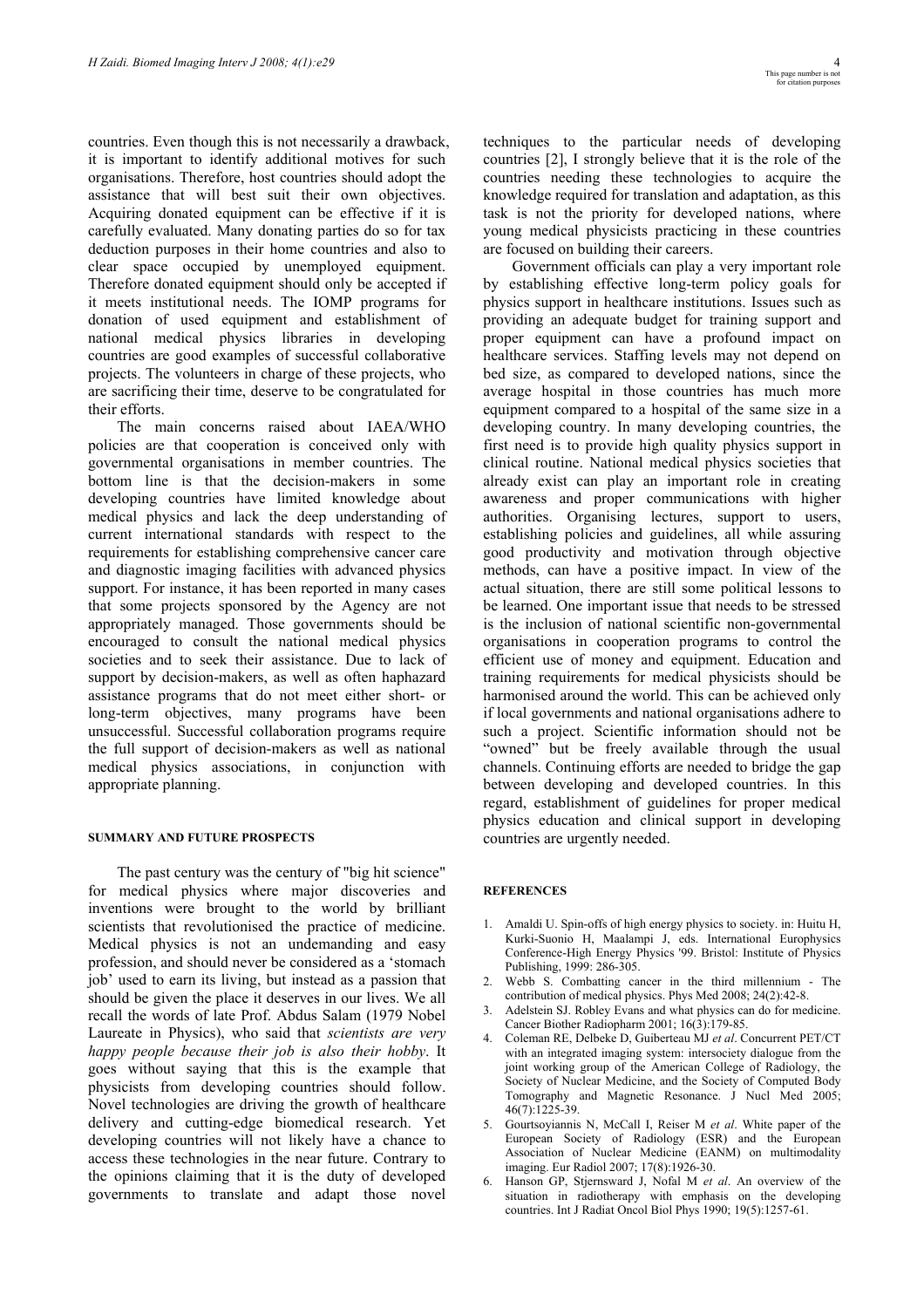countries. Even though this is not necessarily a drawback, it is important to identify additional motives for such organisations. Therefore, host countries should adopt the assistance that will best suit their own objectives. Acquiring donated equipment can be effective if it is carefully evaluated. Many donating parties do so for tax deduction purposes in their home countries and also to clear space occupied by unemployed equipment. Therefore donated equipment should only be accepted if it meets institutional needs. The IOMP programs for donation of used equipment and establishment of national medical physics libraries in developing countries are good examples of successful collaborative projects. The volunteers in charge of these projects, who are sacrificing their time, deserve to be congratulated for their efforts.

The main concerns raised about IAEA/WHO policies are that cooperation is conceived only with governmental organisations in member countries. The bottom line is that the decision-makers in some developing countries have limited knowledge about medical physics and lack the deep understanding of current international standards with respect to the requirements for establishing comprehensive cancer care and diagnostic imaging facilities with advanced physics support. For instance, it has been reported in many cases that some projects sponsored by the Agency are not appropriately managed. Those governments should be encouraged to consult the national medical physics societies and to seek their assistance. Due to lack of support by decision-makers, as well as often haphazard assistance programs that do not meet either short- or long-term objectives, many programs have been unsuccessful. Successful collaboration programs require the full support of decision-makers as well as national medical physics associations, in conjunction with appropriate planning.

#### SUMMARY AND FUTURE PROSPECTS

The past century was the century of "big hit science" for medical physics where major discoveries and inventions were brought to the world by brilliant scientists that revolutionised the practice of medicine. Medical physics is not an undemanding and easy profession, and should never be considered as a 'stomach job' used to earn its living, but instead as a passion that should be given the place it deserves in our lives. We all recall the words of late Prof. Abdus Salam (1979 Nobel Laureate in Physics), who said that *scientists are very happy people because their job is also their hobby*. It goes without saying that this is the example that physicists from developing countries should follow. Novel technologies are driving the growth of healthcare delivery and cutting-edge biomedical research. Yet developing countries will not likely have a chance to access these technologies in the near future. Contrary to the opinions claiming that it is the duty of developed governments to translate and adapt those novel techniques to the particular needs of developing countries [2], I strongly believe that it is the role of the countries needing these technologies to acquire the knowledge required for translation and adaptation, as this task is not the priority for developed nations, where young medical physicists practicing in these countries are focused on building their careers.

Government officials can play a very important role by establishing effective long-term policy goals for physics support in healthcare institutions. Issues such as providing an adequate budget for training support and proper equipment can have a profound impact on healthcare services. Staffing levels may not depend on bed size, as compared to developed nations, since the average hospital in those countries has much more equipment compared to a hospital of the same size in a developing country. In many developing countries, the first need is to provide high quality physics support in clinical routine. National medical physics societies that already exist can play an important role in creating awareness and proper communications with higher authorities. Organising lectures, support to users, establishing policies and guidelines, all while assuring good productivity and motivation through objective methods, can have a positive impact. In view of the actual situation, there are still some political lessons to be learned. One important issue that needs to be stressed is the inclusion of national scientific non-governmental organisations in cooperation programs to control the efficient use of money and equipment. Education and training requirements for medical physicists should be harmonised around the world. This can be achieved only if local governments and national organisations adhere to such a project. Scientific information should not be "owned" but be freely available through the usual channels. Continuing efforts are needed to bridge the gap between developing and developed countries. In this regard, establishment of guidelines for proper medical physics education and clinical support in developing countries are urgently needed.

#### REFERENCES

1. Amaldi U. Spin-offs of high energy physics to society. in: Huitu H, Kurki-Suonio H, Maalampi J, eds. International Europhysics Conference-High Energy Physics '99. Bristol: Institute of Physics Publishing, 1999: 286-305.
2. Webb S. Combatting cancer in the third millennium - The contribution of medical physics. Phys Med 2008; 24(2):42-8.
3. Adelstein SJ. Robley Evans and what physics can do for medicine. Cancer Biother Radiopharm 2001; 16(3):179-85.
4. Coleman RE, Delbeke D, Guiberteau MJ *et al*. Concurrent PET/CT with an integrated imaging system: intersociety dialogue from the joint working group of the American College of Radiology, the Society of Nuclear Medicine, and the Society of Computed Body Tomography and Magnetic Resonance. J Nucl Med 2005; 46(7):1225-39.
5. Gourtsoyiannis N, McCall I, Reiser M *et al*. White paper of the European Society of Radiology (ESR) and the European Association of Nuclear Medicine (EANM) on multimodality imaging. Eur Radiol 2007; 17(8):1926-30.
6. Hanson GP, Stjernsward J, Nofal M *et al*. An overview of the situation in radiotherapy with emphasis on the developing countries. Int J Radiat Oncol Biol Phys 1990; 19(5):1257-61.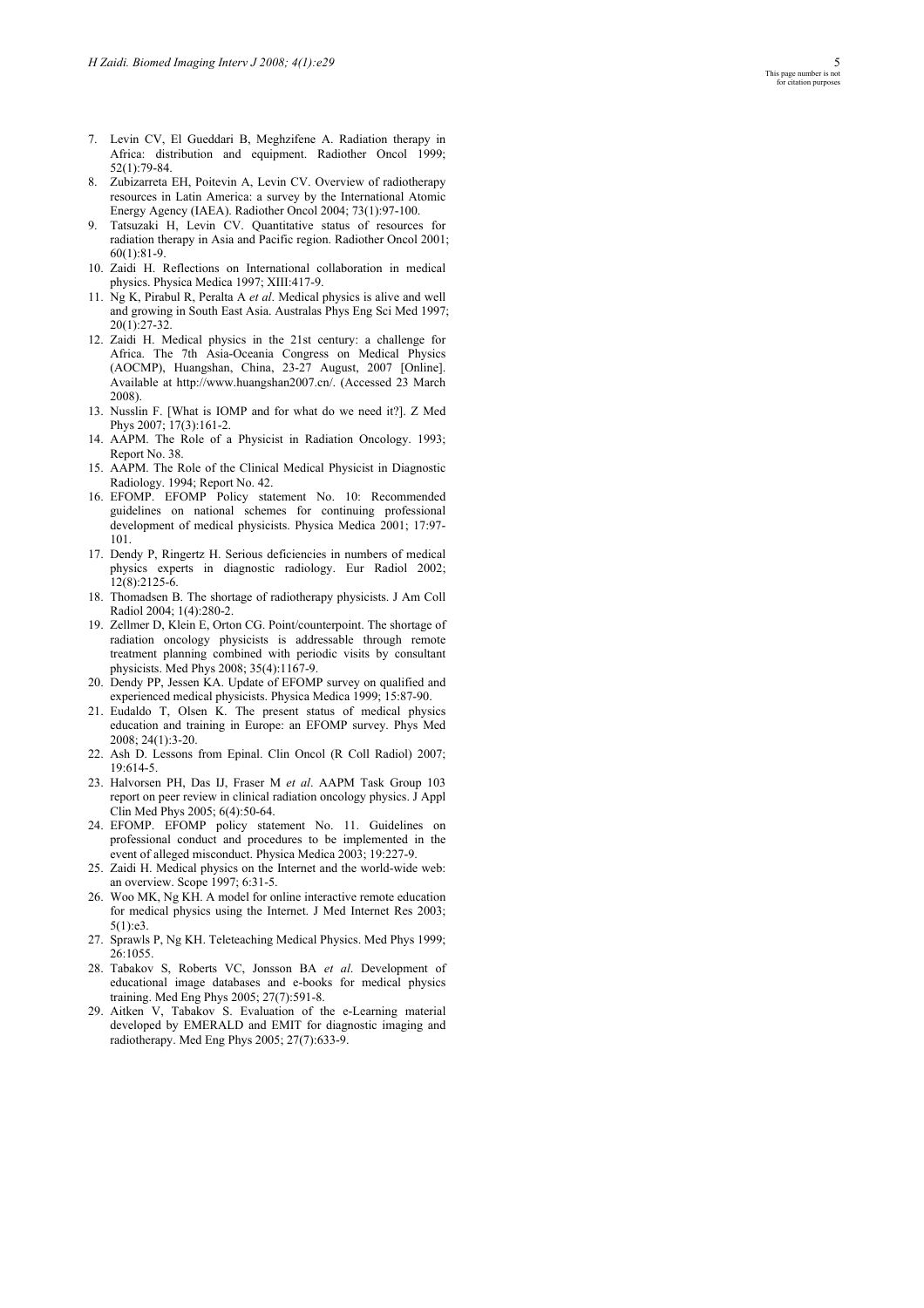7. Levin CV, El Gueddari B, Meghzifene A. Radiation therapy in Africa: distribution and equipment. Radiother Oncol 1999; 52(1):79-84.
8. Zubizarreta EH, Poitevin A, Levin CV. Overview of radiotherapy resources in Latin America: a survey by the International Atomic Energy Agency (IAEA). Radiother Oncol 2004; 73(1):97-100.
9. Tatsuzaki H, Levin CV. Quantitative status of resources for radiation therapy in Asia and Pacific region. Radiother Oncol 2001; 60(1):81-9.
10. Zaidi H. Reflections on International collaboration in medical physics. Physica Medica 1997; XIII:417-9.
11. Ng K, Pirabul R, Peralta A *et al*. Medical physics is alive and well and growing in South East Asia. Australas Phys Eng Sci Med 1997; 20(1):27-32.
12. Zaidi H. Medical physics in the 21st century: a challenge for Africa. The 7th Asia-Oceania Congress on Medical Physics (AOCMP), Huangshan, China, 23-27 August, 2007 [Online]. Available at http://www.huangshan2007.cn/. (Accessed 23 March 2008).
13. Nusslin F. [What is IOMP and for what do we need it?]. Z Med Phys 2007; 17(3):161-2.
14. AAPM. The Role of a Physicist in Radiation Oncology. 1993; Report No. 38.
15. AAPM. The Role of the Clinical Medical Physicist in Diagnostic Radiology. 1994; Report No. 42.
16. EFOMP. EFOMP Policy statement No. 10: Recommended guidelines on national schemes for continuing professional development of medical physicists. Physica Medica 2001; 17:97-101.
17. Dendy P, Ringertz H. Serious deficiencies in numbers of medical physics experts in diagnostic radiology. Eur Radiol 2002; 12(8):2125-6.
18. Thomadsen B. The shortage of radiotherapy physicists. J Am Coll Radiol 2004; 1(4):280-2.
19. Zellmer D, Klein E, Orton CG. Point/counterpoint. The shortage of radiation oncology physicists is addressable through remote treatment planning combined with periodic visits by consultant physicists. Med Phys 2008; 35(4):1167-9.
20. Dendy PP, Jessen KA. Update of EFOMP survey on qualified and experienced medical physicists. Physica Medica 1999; 15:87-90.
21. Eudaldo T, Olsen K. The present status of medical physics education and training in Europe: an EFOMP survey. Phys Med 2008; 24(1):3-20.
22. Ash D. Lessons from Epinal. Clin Oncol (R Coll Radiol) 2007; 19:614-5.
23. Halvorsen PH, Das IJ, Fraser M *et al*. AAPM Task Group 103 report on peer review in clinical radiation oncology physics. J Appl Clin Med Phys 2005; 6(4):50-64.
24. EFOMP. EFOMP policy statement No. 11. Guidelines on professional conduct and procedures to be implemented in the event of alleged misconduct. Physica Medica 2003; 19:227-9.
25. Zaidi H. Medical physics on the Internet and the world-wide web: an overview. Scope 1997; 6:31-5.
26. Woo MK, Ng KH. A model for online interactive remote education for medical physics using the Internet. J Med Internet Res 2003; 5(1):e3.
27. Sprawls P, Ng KH. Teleteaching Medical Physics. Med Phys 1999; 26:1055.
28. Tabakov S, Roberts VC, Jonsson BA *et al*. Development of educational image databases and e-books for medical physics training. Med Eng Phys 2005; 27(7):591-8.
29. Aitken V, Tabakov S. Evaluation of the e-Learning material developed by EMERALD and EMIT for diagnostic imaging and radiotherapy. Med Eng Phys 2005; 27(7):633-9.